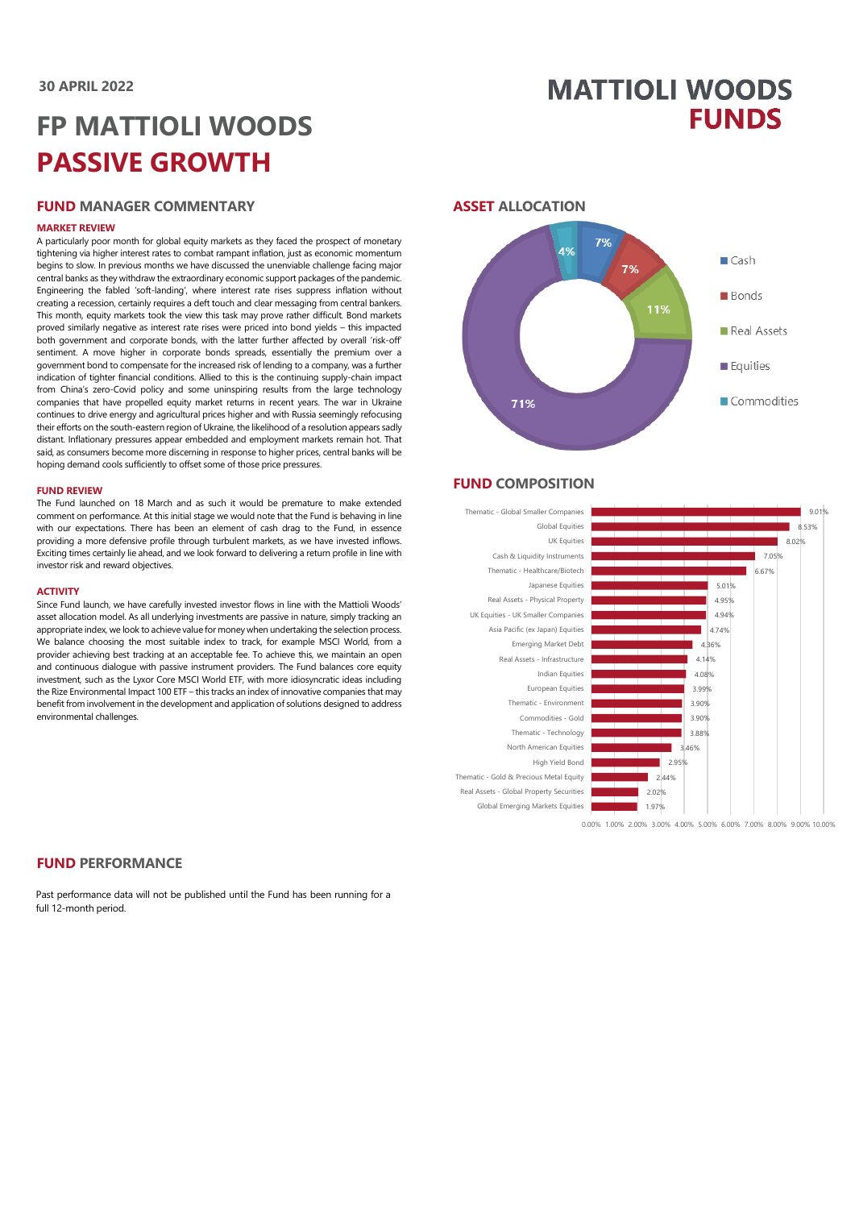30 APRIL 2022

# FP MATTIOLI WOODS PASSIVE GROWTH

MATTIOLI WOODS FUNDS

## FUND MANAGER COMMENTARY

### MARKET REVIEW

A particularly poor month for global equity markets as they faced the prospect of monetary tightening via higher interest rates to combat rampant inflation, just as economic momentum begins to slow. In previous months we have discussed the unenviable challenge facing major central banks as they withdraw the extraordinary economic support packages of the pandemic. Engineering the fabled 'soft-landing', where interest rate rises suppress inflation without creating a recession, certainly requires a deft touch and clear messaging from central bankers. This month, equity markets took the view this task may prove rather difficult. Bond markets proved similarly negative as interest rate rises were priced into bond yields – this impacted both government and corporate bonds, with the latter further affected by overall 'risk-off' sentiment. A move higher in corporate bonds spreads, essentially the premium over a government bond to compensate for the increased risk of lending to a company, was a further indication of tighter financial conditions. Allied to this is the continuing supply-chain impact from China's zero-Covid policy and some uninspiring results from the large technology companies that have propelled equity market returns in recent years. The war in Ukraine continues to drive energy and agricultural prices higher and with Russia seemingly refocusing their efforts on the south-eastern region of Ukraine, the likelihood of a resolution appears sadly distant. Inflationary pressures appear embedded and employment markets remain hot. That said, as consumers become more discerning in response to higher prices, central banks will be hoping demand cools sufficiently to offset some of those price pressures.

### FUND REVIEW

The Fund launched on 18 March and as such it would be premature to make extended comment on performance. At this initial stage we would note that the Fund is behaving in line with our expectations. There has been an element of cash drag to the Fund, in essence providing a more defensive profile through turbulent markets, as we have invested inflows. Exciting times certainly lie ahead, and we look forward to delivering a return profile in line with investor risk and reward objectives.

### ACTIVITY

Since Fund launch, we have carefully invested investor flows in line with the Mattioli Woods' asset allocation model. As all underlying investments are passive in nature, simply tracking an appropriate index, we look to achieve value for money when undertaking the selection process. We balance choosing the most suitable index to track, for example MSCI World, from a provider achieving best tracking at an acceptable fee. To achieve this, we maintain an open and continuous dialogue with passive instrument providers. The Fund balances core equity investment, such as the Lyxor Core MSCI World ETF, with more idiosyncratic ideas including the Rize Environmental Impact 100 ETF – this tracks an index of innovative companies that may benefit from involvement in the development and application of solutions designed to address environmental challenges.

## ASSET ALLOCATION

| Asset | Allocation |
|---|---|
| Cash | 7% |
| Bonds | 7% |
| Real Assets | 11% |
| Equities | 71% |
| Commodities | 4% |

## FUND COMPOSITION

| Holding | Weight |
|---|---|
| Thematic - Global Smaller Companies | 9.01% |
| Global Equities | 8.53% |
| UK Equities | 8.02% |
| Cash & Liquidity Instruments | 7.05% |
| Thematic - Healthcare/Biotech | 6.67% |
| Japanese Equities | 5.01% |
| Real Assets - Physical Property | 4.95% |
| UK Equities - UK Smaller Companies | 4.94% |
| Asia Pacific (ex Japan) Equities | 4.74% |
| Emerging Market Debt | 4.36% |
| Real Assets - Infrastructure | 4.14% |
| Indian Equities | 4.08% |
| European Equities | 3.99% |
| Thematic - Environment | 3.90% |
| Commodities - Gold | 3.90% |
| Thematic - Technology | 3.88% |
| North American Equities | 3.46% |
| High Yield Bond | 2.95% |
| Thematic - Gold & Precious Metal Equity | 2.44% |
| Real Assets - Global Property Securities | 2.02% |
| Global Emerging Markets Equities | 1.97% |

## FUND PERFORMANCE

Past performance data will not be published until the Fund has been running for a full 12-month period.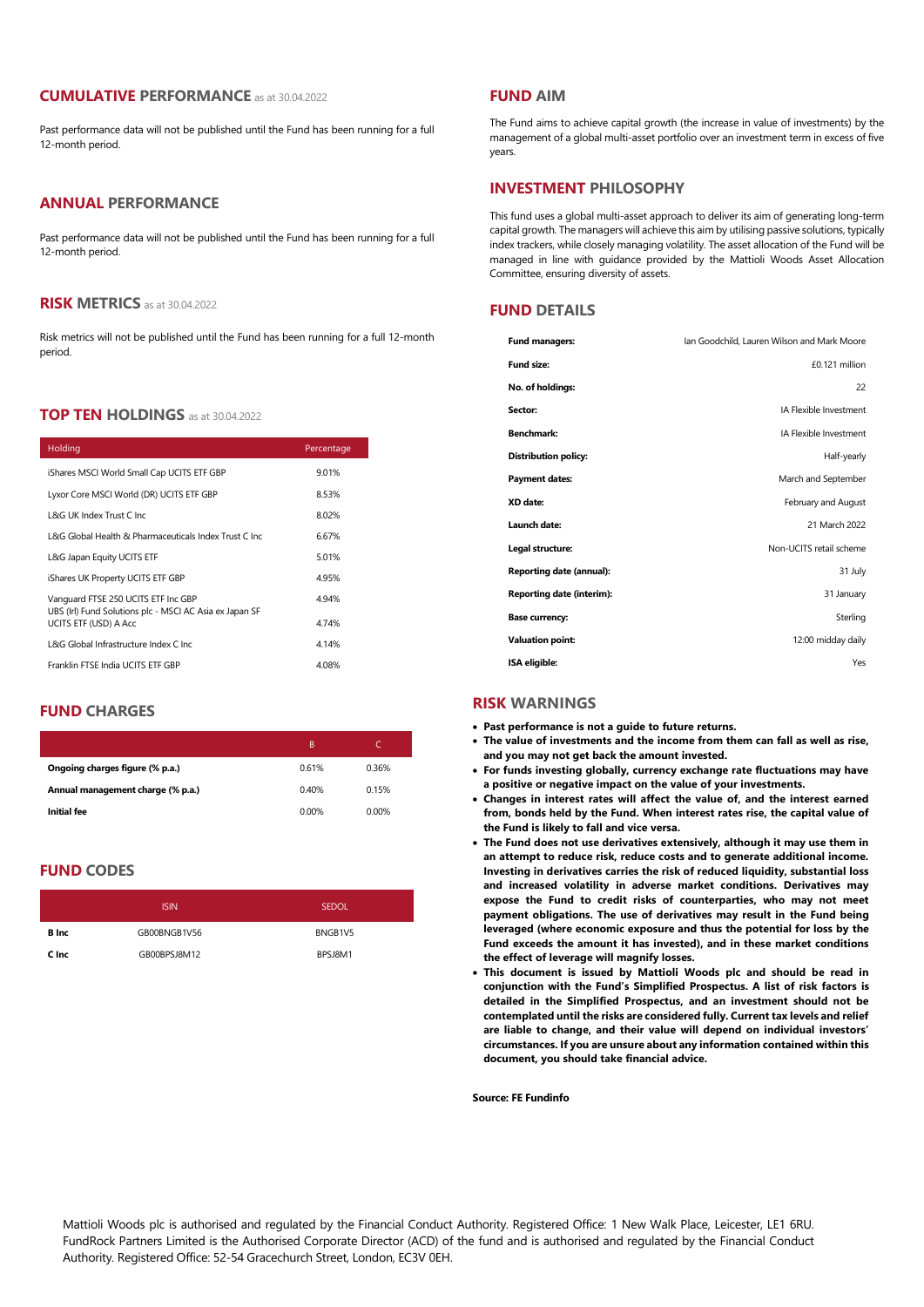## CUMULATIVE PERFORMANCE as at 30.04.2022

Past performance data will not be published until the Fund has been running for a full 12-month period.

## ANNUAL PERFORMANCE

Past performance data will not be published until the Fund has been running for a full 12-month period.

## RISK METRICS as at 30.04.2022

Risk metrics will not be published until the Fund has been running for a full 12-month period.

## TOP TEN HOLDINGS as at 30.04.2022

| Holding | Percentage |
|---|---|
| iShares MSCI World Small Cap UCITS ETF GBP | 9.01% |
| Lyxor Core MSCI World (DR) UCITS ETF GBP | 8.53% |
| L&G UK Index Trust C Inc | 8.02% |
| L&G Global Health & Pharmaceuticals Index Trust C Inc | 6.67% |
| L&G Japan Equity UCITS ETF | 5.01% |
| iShares UK Property UCITS ETF GBP | 4.95% |
| Vanguard FTSE 250 UCITS ETF Inc GBP | 4.94% |
| UBS (Irl) Fund Solutions plc - MSCI AC Asia ex Japan SF UCITS ETF (USD) A Acc | 4.74% |
| L&G Global Infrastructure Index C Inc | 4.14% |
| Franklin FTSE India UCITS ETF GBP | 4.08% |

## FUND CHARGES

| | B | C |
|---|---|---|
| **Ongoing charges figure (% p.a.)** | 0.61% | 0.36% |
| **Annual management charge (% p.a.)** | 0.40% | 0.15% |
| **Initial fee** | 0.00% | 0.00% |

## FUND CODES

| | ISIN | SEDOL |
|---|---|---|
| **B Inc** | GB00BNGB1V56 | BNGB1V5 |
| **C Inc** | GB00BPSJ8M12 | BPSJ8M1 |

## FUND AIM

The Fund aims to achieve capital growth (the increase in value of investments) by the management of a global multi-asset portfolio over an investment term in excess of five years.

## INVESTMENT PHILOSOPHY

This fund uses a global multi-asset approach to deliver its aim of generating long-term capital growth. The managers will achieve this aim by utilising passive solutions, typically index trackers, while closely managing volatility. The asset allocation of the Fund will be managed in line with guidance provided by the Mattioli Woods Asset Allocation Committee, ensuring diversity of assets.

## FUND DETAILS

| | |
|---|---|
| **Fund managers:** | Ian Goodchild, Lauren Wilson and Mark Moore |
| **Fund size:** | £0.121 million |
| **No. of holdings:** | 22 |
| **Sector:** | IA Flexible Investment |
| **Benchmark:** | IA Flexible Investment |
| **Distribution policy:** | Half-yearly |
| **Payment dates:** | March and September |
| **XD date:** | February and August |
| **Launch date:** | 21 March 2022 |
| **Legal structure:** | Non-UCITS retail scheme |
| **Reporting date (annual):** | 31 July |
| **Reporting date (interim):** | 31 January |
| **Base currency:** | Sterling |
| **Valuation point:** | 12:00 midday daily |
| **ISA eligible:** | Yes |

## RISK WARNINGS

- **Past performance is not a guide to future returns.**
- **The value of investments and the income from them can fall as well as rise, and you may not get back the amount invested.**
- **For funds investing globally, currency exchange rate fluctuations may have a positive or negative impact on the value of your investments.**
- **Changes in interest rates will affect the value of, and the interest earned from, bonds held by the Fund. When interest rates rise, the capital value of the Fund is likely to fall and vice versa.**
- **The Fund does not use derivatives extensively, although it may use them in an attempt to reduce risk, reduce costs and to generate additional income. Investing in derivatives carries the risk of reduced liquidity, substantial loss and increased volatility in adverse market conditions. Derivatives may expose the Fund to credit risks of counterparties, who may not meet payment obligations. The use of derivatives may result in the Fund being leveraged (where economic exposure and thus the potential for loss by the Fund exceeds the amount it has invested), and in these market conditions the effect of leverage will magnify losses.**
- **This document is issued by Mattioli Woods plc and should be read in conjunction with the Fund's Simplified Prospectus. A list of risk factors is detailed in the Simplified Prospectus, and an investment should not be contemplated until the risks are considered fully. Current tax levels and relief are liable to change, and their value will depend on individual investors' circumstances. If you are unsure about any information contained within this document, you should take financial advice.**

**Source: FE Fundinfo**

Mattioli Woods plc is authorised and regulated by the Financial Conduct Authority. Registered Office: 1 New Walk Place, Leicester, LE1 6RU. FundRock Partners Limited is the Authorised Corporate Director (ACD) of the fund and is authorised and regulated by the Financial Conduct Authority. Registered Office: 52-54 Gracechurch Street, London, EC3V 0EH.